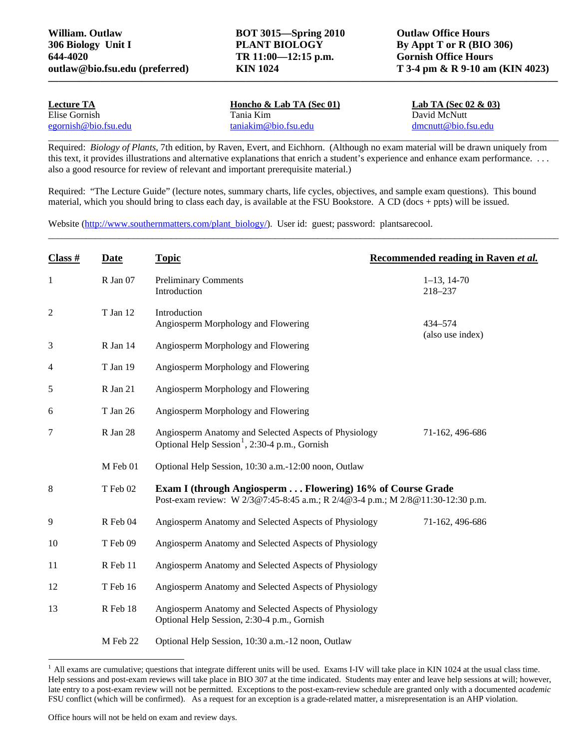| **William. Outlaw** | **BOT 3015—Spring 2010** | **Outlaw Office Hours** |
|---|---|---|
| **306 Biology Unit I** | **PLANT BIOLOGY** | **By Appt T or R (BIO 306)** |
| **644-4020** | **TR 11:00—12:15 p.m.** | **Gornish Office Hours** |
| **outlaw@bio.fsu.edu (preferred)** | **KIN 1024** | **T 3-4 pm & R 9-10 am (KIN 4023)** |

| **Lecture TA** | **Honcho & Lab TA (Sec 01)** | **Lab TA (Sec 02 & 03)** |
|---|---|---|
| Elise Gornish | Tania Kim | David McNutt |
| egornish@bio.fsu.edu | taniakim@bio.fsu.edu | dmcnutt@bio.fsu.edu |

Required: *Biology of Plants*, 7th edition, by Raven, Evert, and Eichhorn. (Although no exam material will be drawn uniquely from this text, it provides illustrations and alternative explanations that enrich a student's experience and enhance exam performance. . . . also a good resource for review of relevant and important prerequisite material.)

Required: "The Lecture Guide" (lecture notes, summary charts, life cycles, objectives, and sample exam questions). This bound material, which you should bring to class each day, is available at the FSU Bookstore. A CD (docs + ppts) will be issued.

Website (http://www.southernmatters.com/plant_biology/). User id: guest; password: plantsarecool.

| Class # | Date | Topic | Recommended reading in Raven *et al.* |
|---|---|---|---|
| 1 | R Jan 07 | Preliminary Comments<br>Introduction | 1–13, 14-70<br>218–237 |
| 2 | T Jan 12 | Introduction<br>Angiosperm Morphology and Flowering | 434–574<br>(also use index) |
| 3 | R Jan 14 | Angiosperm Morphology and Flowering | |
| 4 | T Jan 19 | Angiosperm Morphology and Flowering | |
| 5 | R Jan 21 | Angiosperm Morphology and Flowering | |
| 6 | T Jan 26 | Angiosperm Morphology and Flowering | |
| 7 | R Jan 28 | Angiosperm Anatomy and Selected Aspects of Physiology<br>Optional Help Session[1], 2:30-4 p.m., Gornish | 71-162, 496-686 |
| | M Feb 01 | Optional Help Session, 10:30 a.m.-12:00 noon, Outlaw | |
| 8 | T Feb 02 | **Exam I (through Angiosperm . . . Flowering) 16% of Course Grade**<br>Post-exam review: W 2/3@7:45-8:45 a.m.; R 2/4@3-4 p.m.; M 2/8@11:30-12:30 p.m. | |
| 9 | R Feb 04 | Angiosperm Anatomy and Selected Aspects of Physiology | 71-162, 496-686 |
| 10 | T Feb 09 | Angiosperm Anatomy and Selected Aspects of Physiology | |
| 11 | R Feb 11 | Angiosperm Anatomy and Selected Aspects of Physiology | |
| 12 | T Feb 16 | Angiosperm Anatomy and Selected Aspects of Physiology | |
| 13 | R Feb 18 | Angiosperm Anatomy and Selected Aspects of Physiology<br>Optional Help Session, 2:30-4 p.m., Gornish | |
| | M Feb 22 | Optional Help Session, 10:30 a.m.-12 noon, Outlaw | |

[1] All exams are cumulative; questions that integrate different units will be used. Exams I-IV will take place in KIN 1024 at the usual class time. Help sessions and post-exam reviews will take place in BIO 307 at the time indicated. Students may enter and leave help sessions at will; however, late entry to a post-exam review will not be permitted. Exceptions to the post-exam-review schedule are granted only with a documented *academic* FSU conflict (which will be confirmed). As a request for an exception is a grade-related matter, a misrepresentation is an AHP violation.

Office hours will not be held on exam and review days.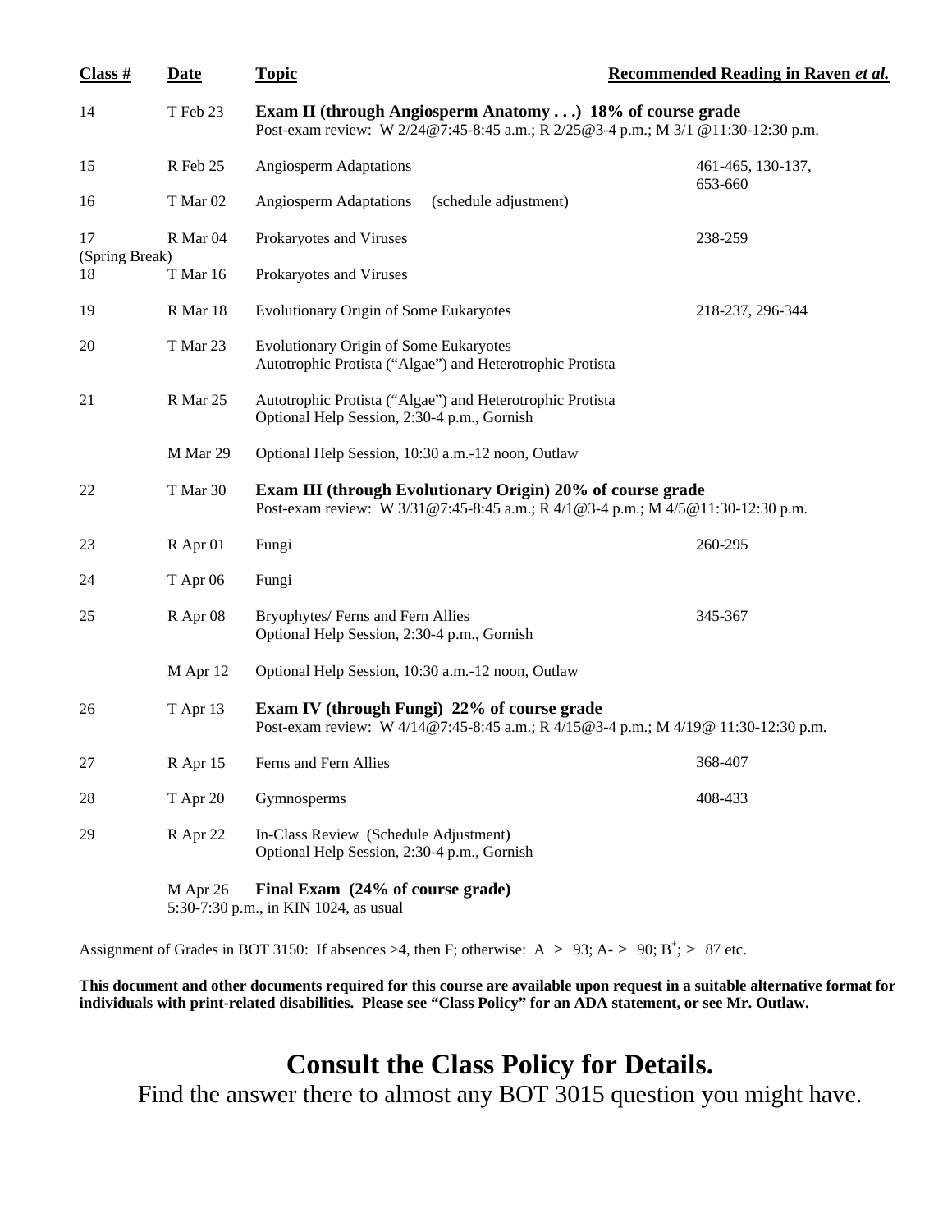| Class # | Date | Topic | Recommended Reading in Raven *et al.* |
|---|---|---|---|
| 14 | T Feb 23 | **Exam II (through Angiosperm Anatomy . . .) 18% of course grade**<br>Post-exam review: W 2/24@7:45-8:45 a.m.; R 2/25@3-4 p.m.; M 3/1 @11:30-12:30 p.m. | |
| 15 | R Feb 25 | Angiosperm Adaptations | 461-465, 130-137, 653-660 |
| 16 | T Mar 02 | Angiosperm Adaptations (schedule adjustment) | |
| 17 | R Mar 04 | Prokaryotes and Viruses | 238-259 |
| (Spring Break) | | | |
| 18 | T Mar 16 | Prokaryotes and Viruses | |
| 19 | R Mar 18 | Evolutionary Origin of Some Eukaryotes | 218-237, 296-344 |
| 20 | T Mar 23 | Evolutionary Origin of Some Eukaryotes<br>Autotrophic Protista ("Algae") and Heterotrophic Protista | |
| 21 | R Mar 25 | Autotrophic Protista ("Algae") and Heterotrophic Protista<br>Optional Help Session, 2:30-4 p.m., Gornish | |
| | M Mar 29 | Optional Help Session, 10:30 a.m.-12 noon, Outlaw | |
| 22 | T Mar 30 | **Exam III (through Evolutionary Origin) 20% of course grade**<br>Post-exam review: W 3/31@7:45-8:45 a.m.; R 4/1@3-4 p.m.; M 4/5@11:30-12:30 p.m. | |
| 23 | R Apr 01 | Fungi | 260-295 |
| 24 | T Apr 06 | Fungi | |
| 25 | R Apr 08 | Bryophytes/ Ferns and Fern Allies<br>Optional Help Session, 2:30-4 p.m., Gornish | 345-367 |
| | M Apr 12 | Optional Help Session, 10:30 a.m.-12 noon, Outlaw | |
| 26 | T Apr 13 | **Exam IV (through Fungi) 22% of course grade**<br>Post-exam review: W 4/14@7:45-8:45 a.m.; R 4/15@3-4 p.m.; M 4/19@ 11:30-12:30 p.m. | |
| 27 | R Apr 15 | Ferns and Fern Allies | 368-407 |
| 28 | T Apr 20 | Gymnosperms | 408-433 |
| 29 | R Apr 22 | In-Class Review (Schedule Adjustment)<br>Optional Help Session, 2:30-4 p.m., Gornish | |
| | M Apr 26 | **Final Exam (24% of course grade)**<br>5:30-7:30 p.m., in KIN 1024, as usual | |

Assignment of Grades in BOT 3150: If absences >4, then F; otherwise: A $\geq$ 93; A- $\geq$ 90; $B^+$; $\geq$ 87 etc.

**This document and other documents required for this course are available upon request in a suitable alternative format for individuals with print-related disabilities. Please see "Class Policy" for an ADA statement, or see Mr. Outlaw.**

# Consult the Class Policy for Details.

Find the answer there to almost any BOT 3015 question you might have.